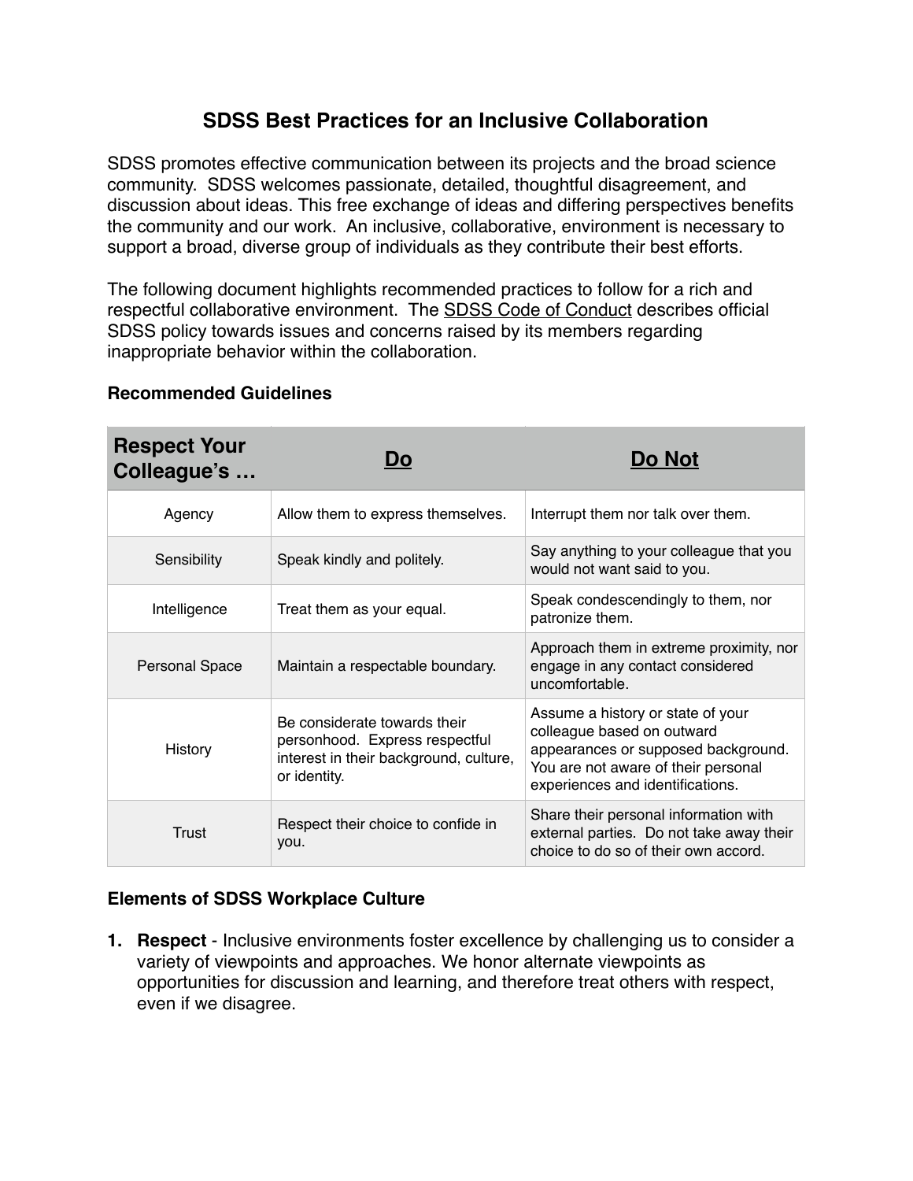# SDSS Best Practices for an Inclusive Collaboration

SDSS promotes effective communication between its projects and the broad science community. SDSS welcomes passionate, detailed, thoughtful disagreement, and discussion about ideas. This free exchange of ideas and differing perspectives benefits the community and our work. An inclusive, collaborative, environment is necessary to support a broad, diverse group of individuals as they contribute their best efforts.

The following document highlights recommended practices to follow for a rich and respectful collaborative environment. The SDSS Code of Conduct describes official SDSS policy towards issues and concerns raised by its members regarding inappropriate behavior within the collaboration.

### Recommended Guidelines

| Respect Your Colleague's … | Do | Do Not |
|---|---|---|
| Agency | Allow them to express themselves. | Interrupt them nor talk over them. |
| Sensibility | Speak kindly and politely. | Say anything to your colleague that you would not want said to you. |
| Intelligence | Treat them as your equal. | Speak condescendingly to them, nor patronize them. |
| Personal Space | Maintain a respectable boundary. | Approach them in extreme proximity, nor engage in any contact considered uncomfortable. |
| History | Be considerate towards their personhood. Express respectful interest in their background, culture, or identity. | Assume a history or state of your colleague based on outward appearances or supposed background. You are not aware of their personal experiences and identifications. |
| Trust | Respect their choice to confide in you. | Share their personal information with external parties. Do not take away their choice to do so of their own accord. |

### Elements of SDSS Workplace Culture

1. **Respect** - Inclusive environments foster excellence by challenging us to consider a variety of viewpoints and approaches. We honor alternate viewpoints as opportunities for discussion and learning, and therefore treat others with respect, even if we disagree.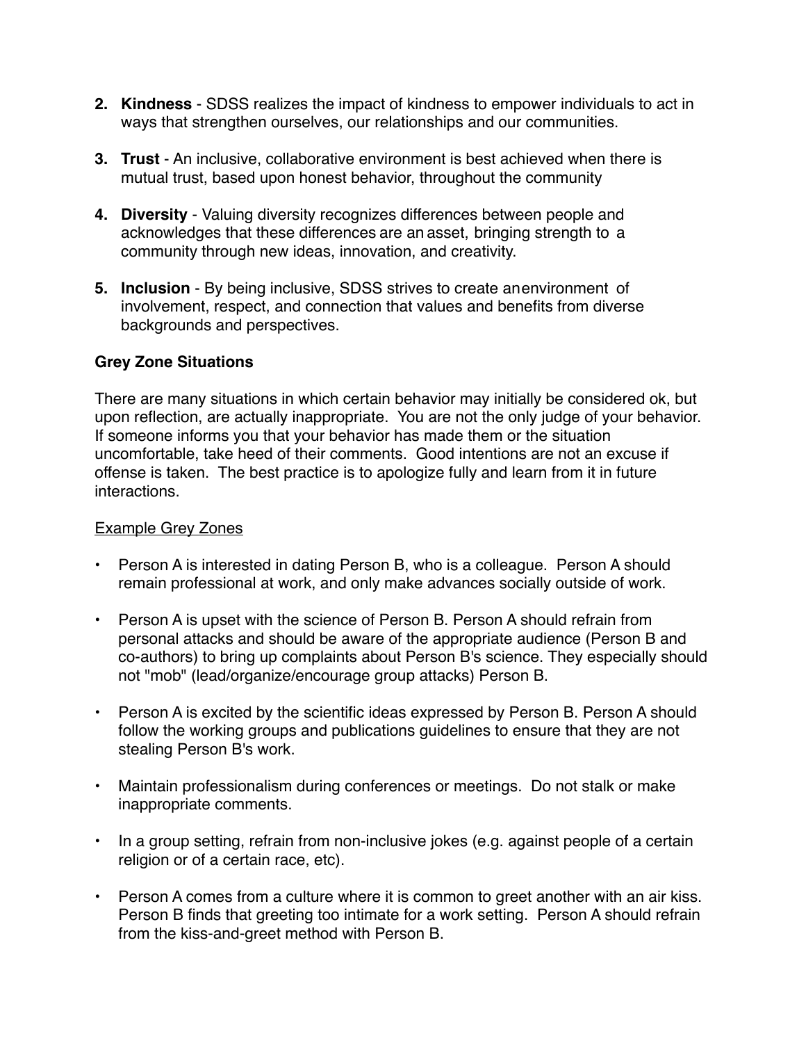2. **Kindness** - SDSS realizes the impact of kindness to empower individuals to act in ways that strengthen ourselves, our relationships and our communities.

3. **Trust** - An inclusive, collaborative environment is best achieved when there is mutual trust, based upon honest behavior, throughout the community

4. **Diversity** - Valuing diversity recognizes differences between people and acknowledges that these differences are an asset, bringing strength to a community through new ideas, innovation, and creativity.

5. **Inclusion** - By being inclusive, SDSS strives to create anenvironment of involvement, respect, and connection that values and benefits from diverse backgrounds and perspectives.

**Grey Zone Situations**

There are many situations in which certain behavior may initially be considered ok, but upon reflection, are actually inappropriate. You are not the only judge of your behavior. If someone informs you that your behavior has made them or the situation uncomfortable, take heed of their comments. Good intentions are not an excuse if offense is taken. The best practice is to apologize fully and learn from it in future interactions.

<u>Example Grey Zones</u>

- Person A is interested in dating Person B, who is a colleague. Person A should remain professional at work, and only make advances socially outside of work.

- Person A is upset with the science of Person B. Person A should refrain from personal attacks and should be aware of the appropriate audience (Person B and co-authors) to bring up complaints about Person B's science. They especially should not "mob" (lead/organize/encourage group attacks) Person B.

- Person A is excited by the scientific ideas expressed by Person B. Person A should follow the working groups and publications guidelines to ensure that they are not stealing Person B's work.

- Maintain professionalism during conferences or meetings. Do not stalk or make inappropriate comments.

- In a group setting, refrain from non-inclusive jokes (e.g. against people of a certain religion or of a certain race, etc).

- Person A comes from a culture where it is common to greet another with an air kiss. Person B finds that greeting too intimate for a work setting. Person A should refrain from the kiss-and-greet method with Person B.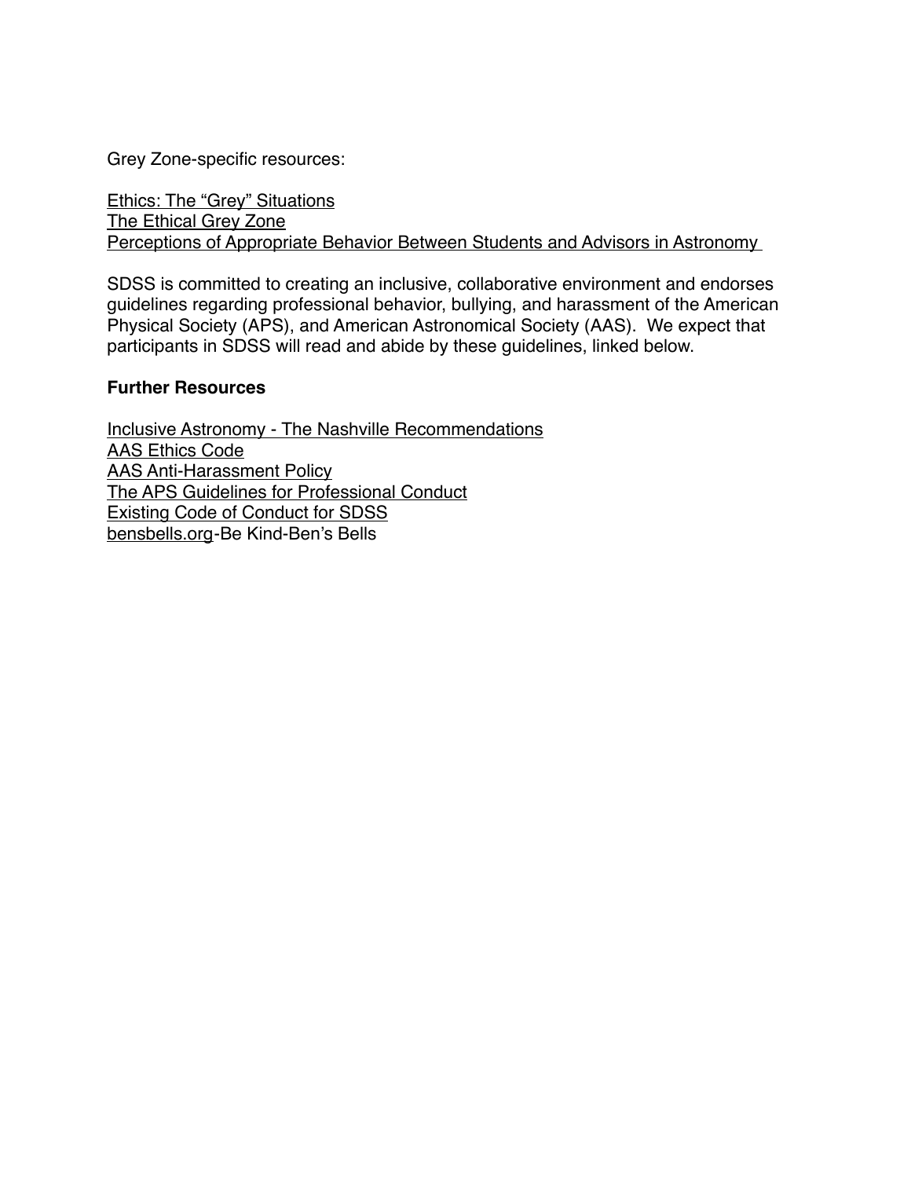Grey Zone-specific resources:

Ethics: The "Grey" Situations
The Ethical Grey Zone
Perceptions of Appropriate Behavior Between Students and Advisors in Astronomy

SDSS is committed to creating an inclusive, collaborative environment and endorses guidelines regarding professional behavior, bullying, and harassment of the American Physical Society (APS), and American Astronomical Society (AAS). We expect that participants in SDSS will read and abide by these guidelines, linked below.

**Further Resources**

Inclusive Astronomy - The Nashville Recommendations
AAS Ethics Code
AAS Anti-Harassment Policy
The APS Guidelines for Professional Conduct
Existing Code of Conduct for SDSS
bensbells.org-Be Kind-Ben's Bells